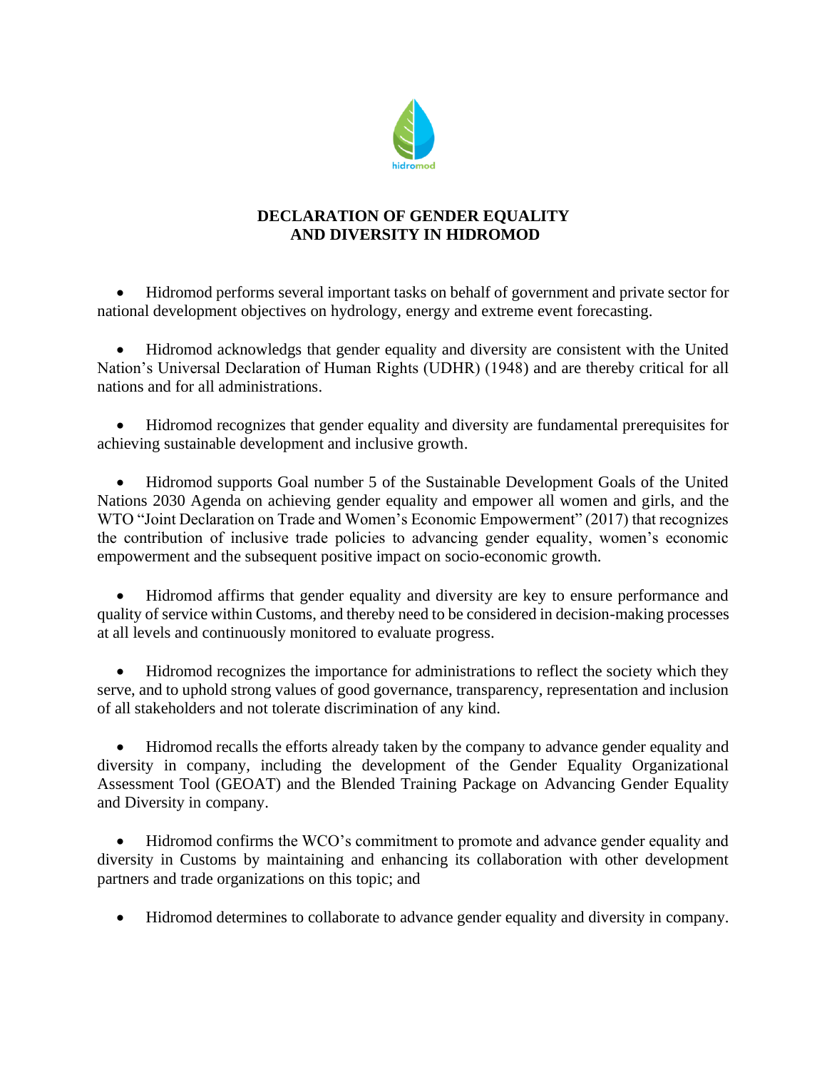hidromod

# DECLARATION OF GENDER EQUALITY AND DIVERSITY IN HIDROMOD

- Hidromod performs several important tasks on behalf of government and private sector for national development objectives on hydrology, energy and extreme event forecasting.

- Hidromod acknowledgs that gender equality and diversity are consistent with the United Nation's Universal Declaration of Human Rights (UDHR) (1948) and are thereby critical for all nations and for all administrations.

- Hidromod recognizes that gender equality and diversity are fundamental prerequisites for achieving sustainable development and inclusive growth.

- Hidromod supports Goal number 5 of the Sustainable Development Goals of the United Nations 2030 Agenda on achieving gender equality and empower all women and girls, and the WTO "Joint Declaration on Trade and Women's Economic Empowerment" (2017) that recognizes the contribution of inclusive trade policies to advancing gender equality, women's economic empowerment and the subsequent positive impact on socio-economic growth.

- Hidromod affirms that gender equality and diversity are key to ensure performance and quality of service within Customs, and thereby need to be considered in decision-making processes at all levels and continuously monitored to evaluate progress.

- Hidromod recognizes the importance for administrations to reflect the society which they serve, and to uphold strong values of good governance, transparency, representation and inclusion of all stakeholders and not tolerate discrimination of any kind.

- Hidromod recalls the efforts already taken by the company to advance gender equality and diversity in company, including the development of the Gender Equality Organizational Assessment Tool (GEOAT) and the Blended Training Package on Advancing Gender Equality and Diversity in company.

- Hidromod confirms the WCO's commitment to promote and advance gender equality and diversity in Customs by maintaining and enhancing its collaboration with other development partners and trade organizations on this topic; and

- Hidromod determines to collaborate to advance gender equality and diversity in company.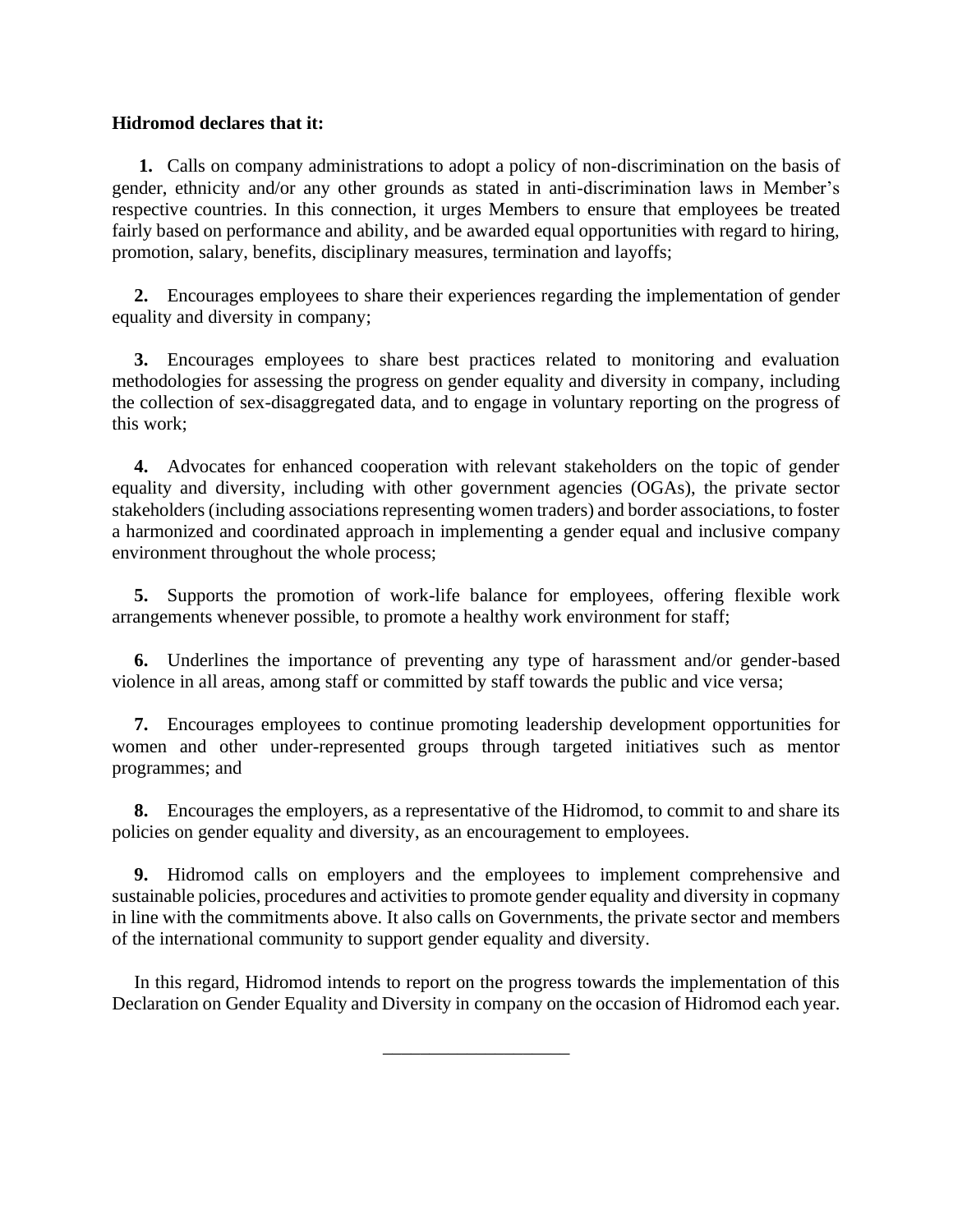**Hidromod declares that it:**

1. Calls on company administrations to adopt a policy of non-discrimination on the basis of gender, ethnicity and/or any other grounds as stated in anti-discrimination laws in Member's respective countries. In this connection, it urges Members to ensure that employees be treated fairly based on performance and ability, and be awarded equal opportunities with regard to hiring, promotion, salary, benefits, disciplinary measures, termination and layoffs;

2. Encourages employees to share their experiences regarding the implementation of gender equality and diversity in company;

3. Encourages employees to share best practices related to monitoring and evaluation methodologies for assessing the progress on gender equality and diversity in company, including the collection of sex-disaggregated data, and to engage in voluntary reporting on the progress of this work;

4. Advocates for enhanced cooperation with relevant stakeholders on the topic of gender equality and diversity, including with other government agencies (OGAs), the private sector stakeholders (including associations representing women traders) and border associations, to foster a harmonized and coordinated approach in implementing a gender equal and inclusive company environment throughout the whole process;

5. Supports the promotion of work-life balance for employees, offering flexible work arrangements whenever possible, to promote a healthy work environment for staff;

6. Underlines the importance of preventing any type of harassment and/or gender-based violence in all areas, among staff or committed by staff towards the public and vice versa;

7. Encourages employees to continue promoting leadership development opportunities for women and other under-represented groups through targeted initiatives such as mentor programmes; and

8. Encourages the employers, as a representative of the Hidromod, to commit to and share its policies on gender equality and diversity, as an encouragement to employees.

9. Hidromod calls on employers and the employees to implement comprehensive and sustainable policies, procedures and activities to promote gender equality and diversity in copmany in line with the commitments above. It also calls on Governments, the private sector and members of the international community to support gender equality and diversity.

In this regard, Hidromod intends to report on the progress towards the implementation of this Declaration on Gender Equality and Diversity in company on the occasion of Hidromod each year.

---